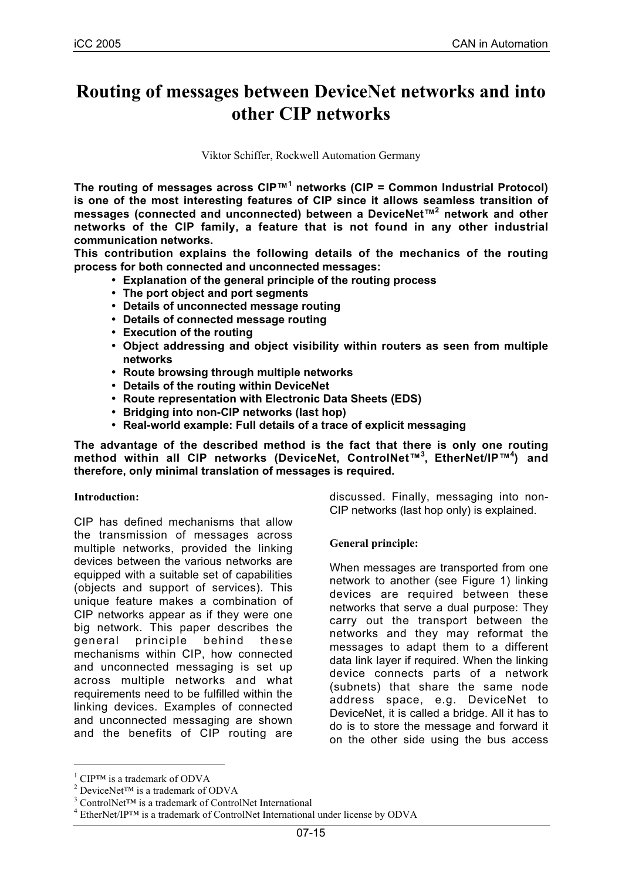# Routing of messages between DeviceNet networks and into other CIP networks

Viktor Schiffer, Rockwell Automation Germany

**The routing of messages across CIP™[1] networks (CIP = Common Industrial Protocol) is one of the most interesting features of CIP since it allows seamless transition of messages (connected and unconnected) between a DeviceNet™[2] network and other networks of the CIP family, a feature that is not found in any other industrial communication networks.**

**This contribution explains the following details of the mechanics of the routing process for both connected and unconnected messages:**

- **Explanation of the general principle of the routing process**
- **The port object and port segments**
- **Details of unconnected message routing**
- **Details of connected message routing**
- **Execution of the routing**
- **Object addressing and object visibility within routers as seen from multiple networks**
- **Route browsing through multiple networks**
- **Details of the routing within DeviceNet**
- **Route representation with Electronic Data Sheets (EDS)**
- **Bridging into non-CIP networks (last hop)**
- **Real-world example: Full details of a trace of explicit messaging**

**The advantage of the described method is the fact that there is only one routing method within all CIP networks (DeviceNet, ControlNet™[3], EtherNet/IP™[4]) and therefore, only minimal translation of messages is required.**

## Introduction:

CIP has defined mechanisms that allow the transmission of messages across multiple networks, provided the linking devices between the various networks are equipped with a suitable set of capabilities (objects and support of services). This unique feature makes a combination of CIP networks appear as if they were one big network. This paper describes the general principle behind these mechanisms within CIP, how connected and unconnected messaging is set up across multiple networks and what requirements need to be fulfilled within the linking devices. Examples of connected and unconnected messaging are shown and the benefits of CIP routing are discussed. Finally, messaging into non-CIP networks (last hop only) is explained.

## General principle:

When messages are transported from one network to another (see Figure 1) linking devices are required between these networks that serve a dual purpose: They carry out the transport between the networks and they may reformat the messages to adapt them to a different data link layer if required. When the linking device connects parts of a network (subnets) that share the same node address space, e.g. DeviceNet to DeviceNet, it is called a bridge. All it has to do is to store the message and forward it on the other side using the bus access

---

[1] CIP™ is a trademark of ODVA

[2] DeviceNet™ is a trademark of ODVA

[3] ControlNet™ is a trademark of ControlNet International

[4] EtherNet/IP™ is a trademark of ControlNet International under license by ODVA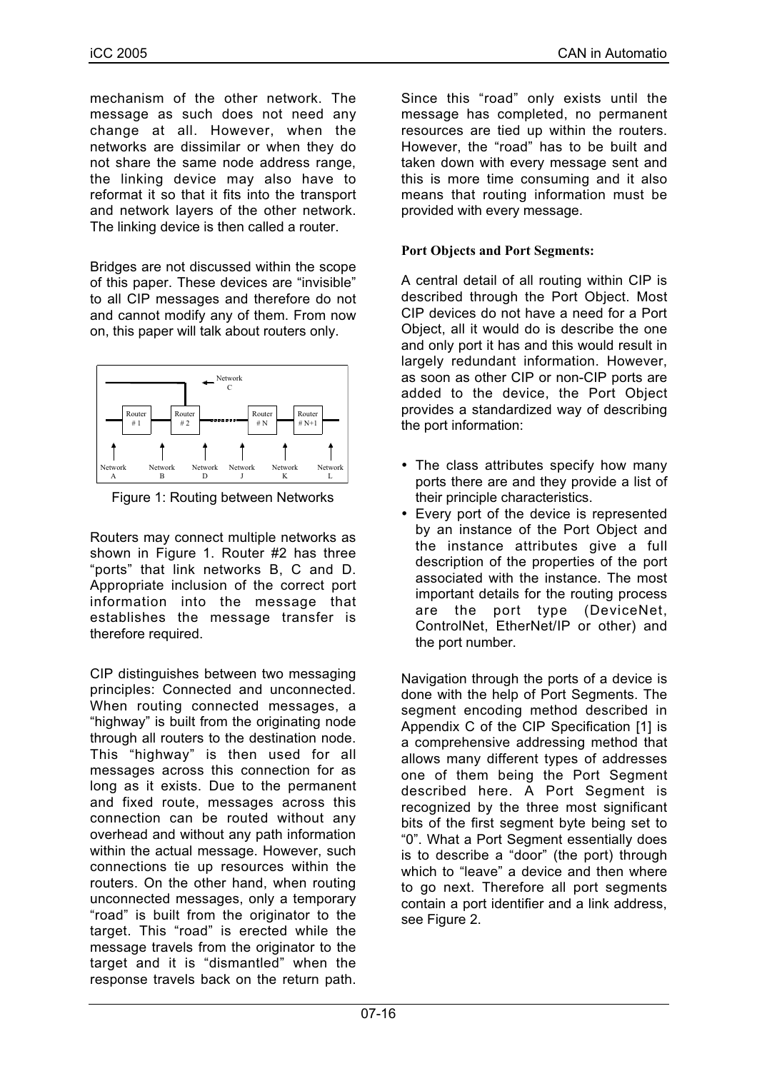mechanism of the other network. The message as such does not need any change at all. However, when the networks are dissimilar or when they do not share the same node address range, the linking device may also have to reformat it so that it fits into the transport and network layers of the other network. The linking device is then called a router.

Bridges are not discussed within the scope of this paper. These devices are "invisible" to all CIP messages and therefore do not and cannot modify any of them. From now on, this paper will talk about routers only.

Figure 1: Routing between Networks

Routers may connect multiple networks as shown in Figure 1. Router #2 has three "ports" that link networks B, C and D. Appropriate inclusion of the correct port information into the message that establishes the message transfer is therefore required.

CIP distinguishes between two messaging principles: Connected and unconnected. When routing connected messages, a "highway" is built from the originating node through all routers to the destination node. This "highway" is then used for all messages across this connection for as long as it exists. Due to the permanent and fixed route, messages across this connection can be routed without any overhead and without any path information within the actual message. However, such connections tie up resources within the routers. On the other hand, when routing unconnected messages, only a temporary "road" is built from the originator to the target. This "road" is erected while the message travels from the originator to the target and it is "dismantled" when the response travels back on the return path. Since this "road" only exists until the message has completed, no permanent resources are tied up within the routers. However, the "road" has to be built and taken down with every message sent and this is more time consuming and it also means that routing information must be provided with every message.

**Port Objects and Port Segments:**

A central detail of all routing within CIP is described through the Port Object. Most CIP devices do not have a need for a Port Object, all it would do is describe the one and only port it has and this would result in largely redundant information. However, as soon as other CIP or non-CIP ports are added to the device, the Port Object provides a standardized way of describing the port information:

- The class attributes specify how many ports there are and they provide a list of their principle characteristics.
- Every port of the device is represented by an instance of the Port Object and the instance attributes give a full description of the properties of the port associated with the instance. The most important details for the routing process are the port type (DeviceNet, ControlNet, EtherNet/IP or other) and the port number.

Navigation through the ports of a device is done with the help of Port Segments. The segment encoding method described in Appendix C of the CIP Specification [1] is a comprehensive addressing method that allows many different types of addresses one of them being the Port Segment described here. A Port Segment is recognized by the three most significant bits of the first segment byte being set to "0". What a Port Segment essentially does is to describe a "door" (the port) through which to "leave" a device and then where to go next. Therefore all port segments contain a port identifier and a link address, see Figure 2.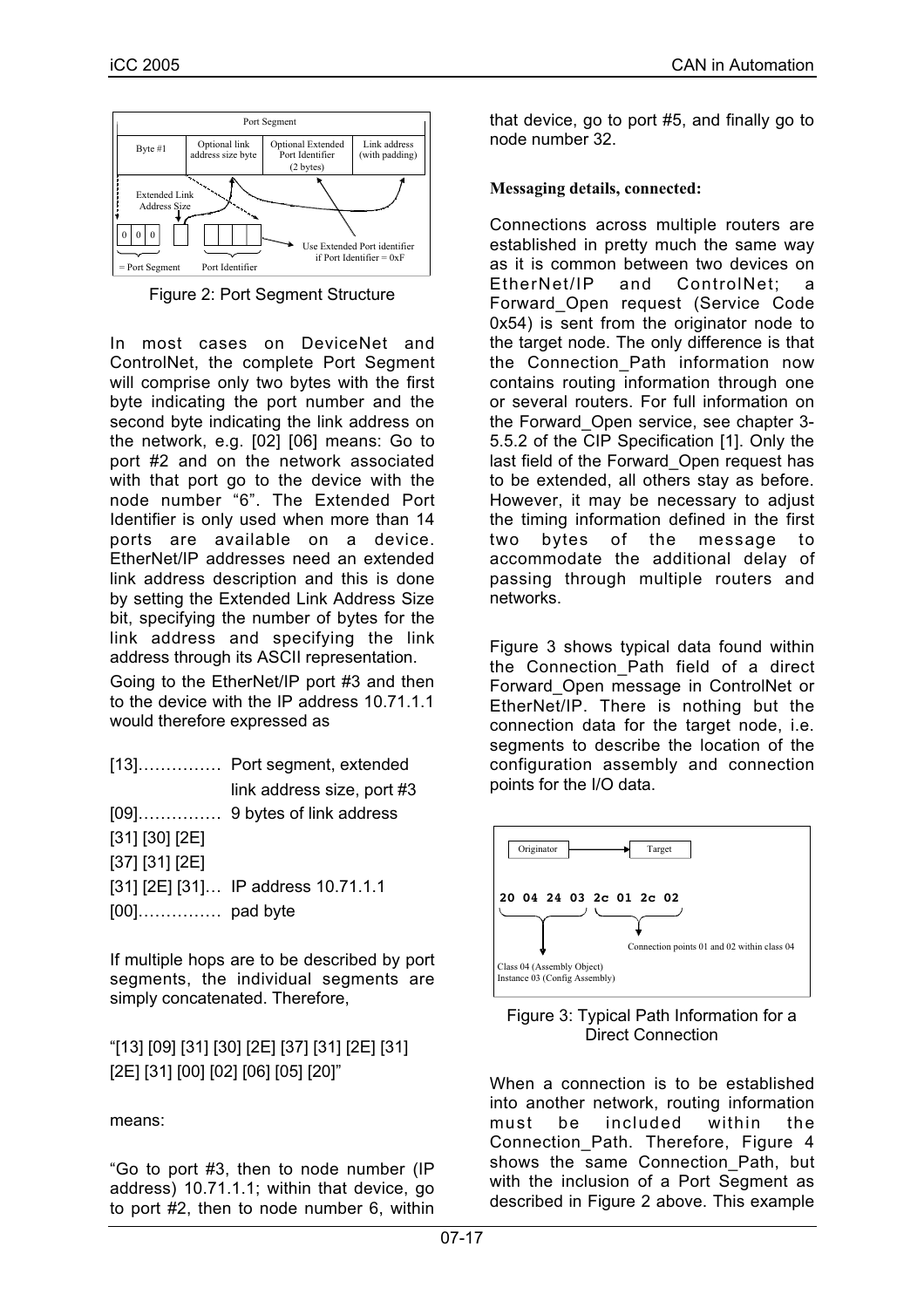Figure 2: Port Segment Structure

In most cases on DeviceNet and ControlNet, the complete Port Segment will comprise only two bytes with the first byte indicating the port number and the second byte indicating the link address on the network, e.g. [02] [06] means: Go to port #2 and on the network associated with that port go to the device with the node number "6". The Extended Port Identifier is only used when more than 14 ports are available on a device. EtherNet/IP addresses need an extended link address description and this is done by setting the Extended Link Address Size bit, specifying the number of bytes for the link address and specifying the link address through its ASCII representation.

Going to the EtherNet/IP port #3 and then to the device with the IP address 10.71.1.1 would therefore expressed as

[13]…………… Port segment, extended link address size, port #3
[09]…………… 9 bytes of link address
[31] [30] [2E]
[37] [31] [2E]
[31] [2E] [31]… IP address 10.71.1.1
[00]…………… pad byte

If multiple hops are to be described by port segments, the individual segments are simply concatenated. Therefore,

"[13] [09] [31] [30] [2E] [37] [31] [2E] [31] [2E] [31] [00] [02] [06] [05] [20]"

means:

"Go to port #3, then to node number (IP address) 10.71.1.1; within that device, go to port #2, then to node number 6, within that device, go to port #5, and finally go to node number 32.

**Messaging details, connected:**

Connections across multiple routers are established in pretty much the same way as it is common between two devices on EtherNet/IP and ControlNet; a Forward_Open request (Service Code 0x54) is sent from the originator node to the target node. The only difference is that the Connection_Path information now contains routing information through one or several routers. For full information on the Forward_Open service, see chapter 3-5.5.2 of the CIP Specification [1]. Only the last field of the Forward_Open request has to be extended, all others stay as before. However, it may be necessary to adjust the timing information defined in the first two bytes of the message to accommodate the additional delay of passing through multiple routers and networks.

Figure 3 shows typical data found within the Connection_Path field of a direct Forward_Open message in ControlNet or EtherNet/IP. There is nothing but the connection data for the target node, i.e. segments to describe the location of the configuration assembly and connection points for the I/O data.

Figure 3: Typical Path Information for a Direct Connection

When a connection is to be established into another network, routing information must be included within the Connection_Path. Therefore, Figure 4 shows the same Connection_Path, but with the inclusion of a Port Segment as described in Figure 2 above. This example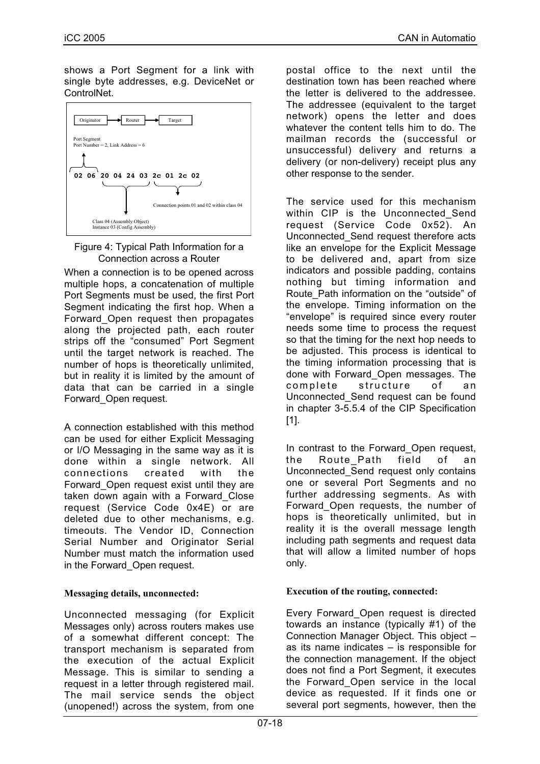shows a Port Segment for a link with single byte addresses, e.g. DeviceNet or ControlNet.

Figure 4: Typical Path Information for a Connection across a Router

When a connection is to be opened across multiple hops, a concatenation of multiple Port Segments must be used, the first Port Segment indicating the first hop. When a Forward_Open request then propagates along the projected path, each router strips off the "consumed" Port Segment until the target network is reached. The number of hops is theoretically unlimited, but in reality it is limited by the amount of data that can be carried in a single Forward_Open request.

A connection established with this method can be used for either Explicit Messaging or I/O Messaging in the same way as it is done within a single network. All connections created with the Forward_Open request exist until they are taken down again with a Forward_Close request (Service Code 0x4E) or are deleted due to other mechanisms, e.g. timeouts. The Vendor ID, Connection Serial Number and Originator Serial Number must match the information used in the Forward_Open request.

**Messaging details, unconnected:**

Unconnected messaging (for Explicit Messages only) across routers makes use of a somewhat different concept: The transport mechanism is separated from the execution of the actual Explicit Message. This is similar to sending a request in a letter through registered mail. The mail service sends the object (unopened!) across the system, from one postal office to the next until the destination town has been reached where the letter is delivered to the addressee. The addressee (equivalent to the target network) opens the letter and does whatever the content tells him to do. The mailman records the (successful or unsuccessful) delivery and returns a delivery (or non-delivery) receipt plus any other response to the sender.

The service used for this mechanism within CIP is the Unconnected_Send request (Service Code 0x52). An Unconnected_Send request therefore acts like an envelope for the Explicit Message to be delivered and, apart from size indicators and possible padding, contains nothing but timing information and Route_Path information on the "outside" of the envelope. Timing information on the "envelope" is required since every router needs some time to process the request so that the timing for the next hop needs to be adjusted. This process is identical to the timing information processing that is done with Forward_Open messages. The complete structure of an Unconnected_Send request can be found in chapter 3-5.5.4 of the CIP Specification [1].

In contrast to the Forward_Open request, the Route_Path field of an Unconnected_Send request only contains one or several Port Segments and no further addressing segments. As with Forward_Open requests, the number of hops is theoretically unlimited, but in reality it is the overall message length including path segments and request data that will allow a limited number of hops only.

**Execution of the routing, connected:**

Every Forward_Open request is directed towards an instance (typically #1) of the Connection Manager Object. This object – as its name indicates – is responsible for the connection management. If the object does not find a Port Segment, it executes the Forward_Open service in the local device as requested. If it finds one or several port segments, however, then the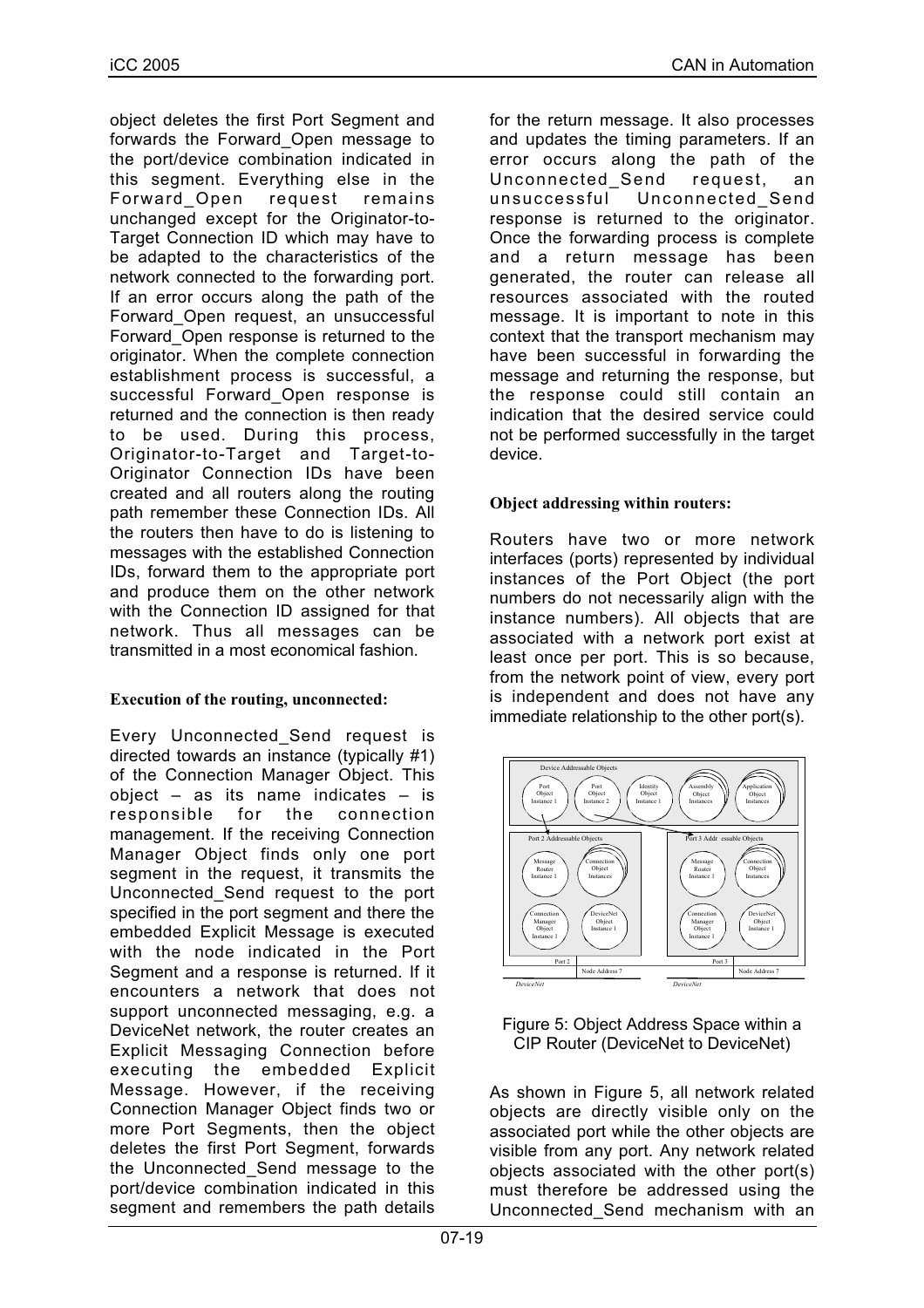object deletes the first Port Segment and forwards the Forward_Open message to the port/device combination indicated in this segment. Everything else in the Forward_Open request remains unchanged except for the Originator-to-Target Connection ID which may have to be adapted to the characteristics of the network connected to the forwarding port. If an error occurs along the path of the Forward_Open request, an unsuccessful Forward_Open response is returned to the originator. When the complete connection establishment process is successful, a successful Forward_Open response is returned and the connection is then ready to be used. During this process, Originator-to-Target and Target-to-Originator Connection IDs have been created and all routers along the routing path remember these Connection IDs. All the routers then have to do is listening to messages with the established Connection IDs, forward them to the appropriate port and produce them on the other network with the Connection ID assigned for that network. Thus all messages can be transmitted in a most economical fashion.

**Execution of the routing, unconnected:**

Every Unconnected_Send request is directed towards an instance (typically #1) of the Connection Manager Object. This object – as its name indicates – is responsible for the connection management. If the receiving Connection Manager Object finds only one port segment in the request, it transmits the Unconnected_Send request to the port specified in the port segment and there the embedded Explicit Message is executed with the node indicated in the Port Segment and a response is returned. If it encounters a network that does not support unconnected messaging, e.g. a DeviceNet network, the router creates an Explicit Messaging Connection before executing the embedded Explicit Message. However, if the receiving Connection Manager Object finds two or more Port Segments, then the object deletes the first Port Segment, forwards the Unconnected_Send message to the port/device combination indicated in this segment and remembers the path details for the return message. It also processes and updates the timing parameters. If an error occurs along the path of the Unconnected_Send request, an unsuccessful Unconnected_Send response is returned to the originator. Once the forwarding process is complete and a return message has been generated, the router can release all resources associated with the routed message. It is important to note in this context that the transport mechanism may have been successful in forwarding the message and returning the response, but the response could still contain an indication that the desired service could not be performed successfully in the target device.

**Object addressing within routers:**

Routers have two or more network interfaces (ports) represented by individual instances of the Port Object (the port numbers do not necessarily align with the instance numbers). All objects that are associated with a network port exist at least once per port. This is so because, from the network point of view, every port is independent and does not have any immediate relationship to the other port(s).

Figure 5: Object Address Space within a CIP Router (DeviceNet to DeviceNet)

As shown in Figure 5, all network related objects are directly visible only on the associated port while the other objects are visible from any port. Any network related objects associated with the other port(s) must therefore be addressed using the Unconnected_Send mechanism with an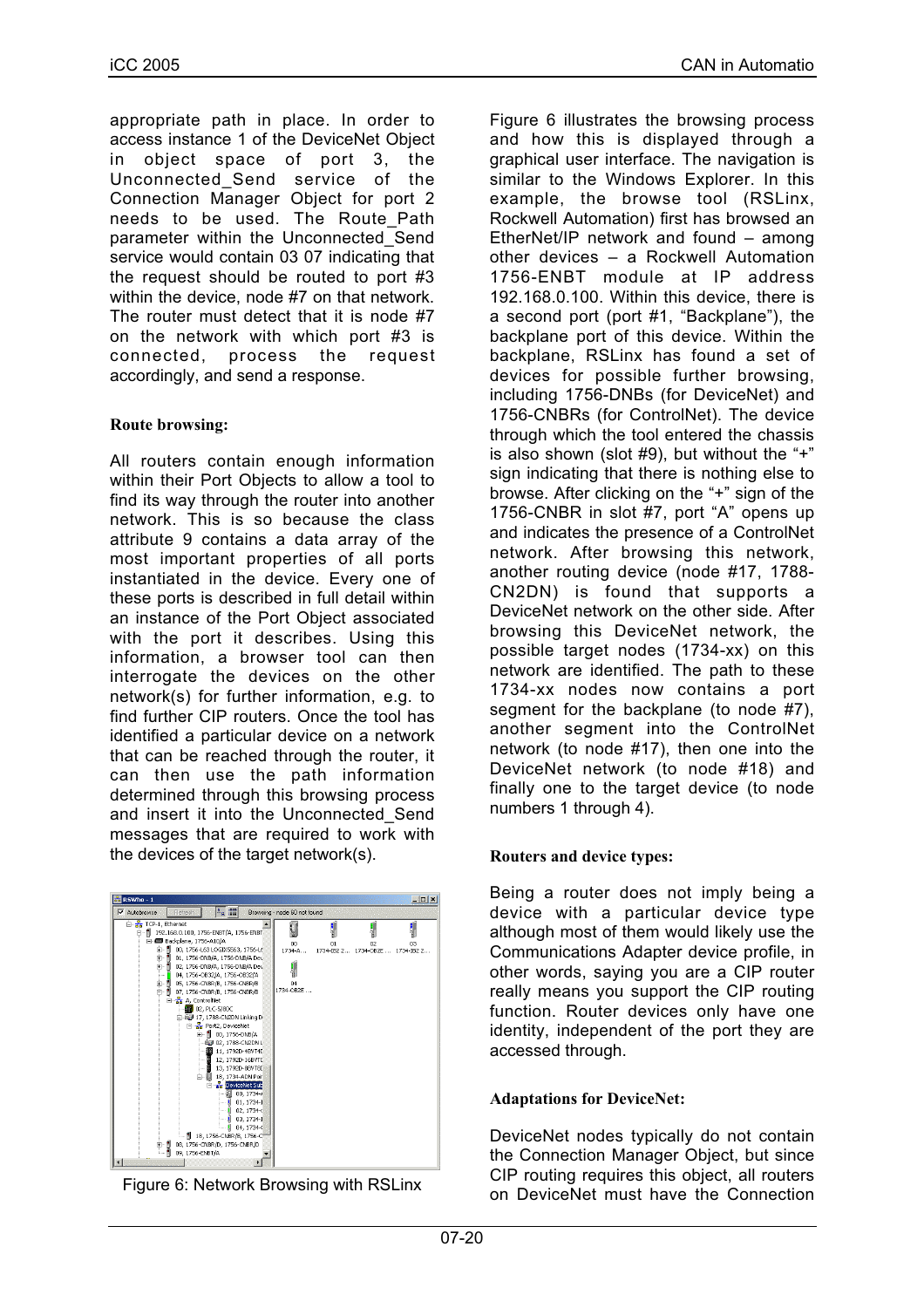appropriate path in place. In order to access instance 1 of the DeviceNet Object in object space of port 3, the Unconnected_Send service of the Connection Manager Object for port 2 needs to be used. The Route_Path parameter within the Unconnected_Send service would contain 03 07 indicating that the request should be routed to port #3 within the device, node #7 on that network. The router must detect that it is node #7 on the network with which port #3 is connected, process the request accordingly, and send a response.

**Route browsing:**

All routers contain enough information within their Port Objects to allow a tool to find its way through the router into another network. This is so because the class attribute 9 contains a data array of the most important properties of all ports instantiated in the device. Every one of these ports is described in full detail within an instance of the Port Object associated with the port it describes. Using this information, a browser tool can then interrogate the devices on the other network(s) for further information, e.g. to find further CIP routers. Once the tool has identified a particular device on a network that can be reached through the router, it can then use the path information determined through this browsing process and insert it into the Unconnected_Send messages that are required to work with the devices of the target network(s).

Figure 6: Network Browsing with RSLinx

Figure 6 illustrates the browsing process and how this is displayed through a graphical user interface. The navigation is similar to the Windows Explorer. In this example, the browse tool (RSLinx, Rockwell Automation) first has browsed an EtherNet/IP network and found – among other devices – a Rockwell Automation 1756-ENBT module at IP address 192.168.0.100. Within this device, there is a second port (port #1, "Backplane"), the backplane port of this device. Within the backplane, RSLinx has found a set of devices for possible further browsing, including 1756-DNBs (for DeviceNet) and 1756-CNBRs (for ControlNet). The device through which the tool entered the chassis is also shown (slot #9), but without the "+" sign indicating that there is nothing else to browse. After clicking on the "+" sign of the 1756-CNBR in slot #7, port "A" opens up and indicates the presence of a ControlNet network. After browsing this network, another routing device (node #17, 1788-CN2DN) is found that supports a DeviceNet network on the other side. After browsing this DeviceNet network, the possible target nodes (1734-xx) on this network are identified. The path to these 1734-xx nodes now contains a port segment for the backplane (to node #7), another segment into the ControlNet network (to node #17), then one into the DeviceNet network (to node #18) and finally one to the target device (to node numbers 1 through 4).

**Routers and device types:**

Being a router does not imply being a device with a particular device type although most of them would likely use the Communications Adapter device profile, in other words, saying you are a CIP router really means you support the CIP routing function. Router devices only have one identity, independent of the port they are accessed through.

**Adaptations for DeviceNet:**

DeviceNet nodes typically do not contain the Connection Manager Object, but since CIP routing requires this object, all routers on DeviceNet must have the Connection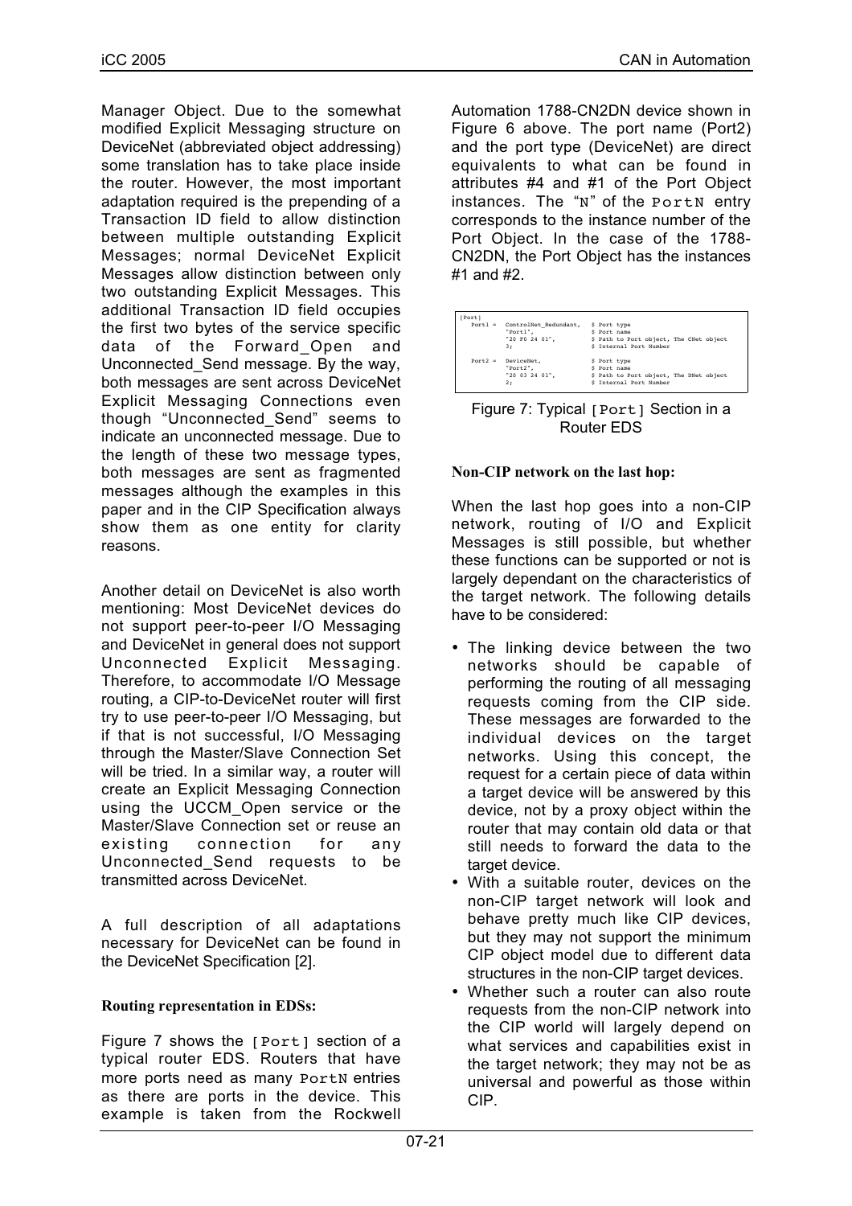Manager Object. Due to the somewhat modified Explicit Messaging structure on DeviceNet (abbreviated object addressing) some translation has to take place inside the router. However, the most important adaptation required is the prepending of a Transaction ID field to allow distinction between multiple outstanding Explicit Messages; normal DeviceNet Explicit Messages allow distinction between only two outstanding Explicit Messages. This additional Transaction ID field occupies the first two bytes of the service specific data of the Forward_Open and Unconnected_Send message. By the way, both messages are sent across DeviceNet Explicit Messaging Connections even though "Unconnected_Send" seems to indicate an unconnected message. Due to the length of these two message types, both messages are sent as fragmented messages although the examples in this paper and in the CIP Specification always show them as one entity for clarity reasons.

Another detail on DeviceNet is also worth mentioning: Most DeviceNet devices do not support peer-to-peer I/O Messaging and DeviceNet in general does not support Unconnected Explicit Messaging. Therefore, to accommodate I/O Message routing, a CIP-to-DeviceNet router will first try to use peer-to-peer I/O Messaging, but if that is not successful, I/O Messaging through the Master/Slave Connection Set will be tried. In a similar way, a router will create an Explicit Messaging Connection using the UCCM_Open service or the Master/Slave Connection set or reuse an existing connection for any Unconnected_Send requests to be transmitted across DeviceNet.

A full description of all adaptations necessary for DeviceNet can be found in the DeviceNet Specification [2].

**Routing representation in EDSs:**

Figure 7 shows the `[Port]` section of a typical router EDS. Routers that have more ports need as many `PortN` entries as there are ports in the device. This example is taken from the Rockwell Automation 1788-CN2DN device shown in Figure 6 above. The port name (Port2) and the port type (DeviceNet) are direct equivalents to what can be found in attributes #4 and #1 of the Port Object instances. The "`N`" of the `PortN` entry corresponds to the instance number of the Port Object. In the case of the 1788-CN2DN, the Port Object has the instances #1 and #2.

```
[Port]
  Port1 =   ControlNet_Redundant,   $ Port type
            "Port1",                $ Port name
            "20 F0 24 01",          $ Path to Port object, The CNet object
            3;                      $ Internal Port Number

  Port2 =   DeviceNet,              $ Port type
            "Port2",                $ Port name
            "20 03 24 01",          $ Path to Port object, The DNet object
            2;                      $ Internal Port Number
```

Figure 7: Typical `[Port]` Section in a Router EDS

**Non-CIP network on the last hop:**

When the last hop goes into a non-CIP network, routing of I/O and Explicit Messages is still possible, but whether these functions can be supported or not is largely dependant on the characteristics of the target network. The following details have to be considered:

- The linking device between the two networks should be capable of performing the routing of all messaging requests coming from the CIP side. These messages are forwarded to the individual devices on the target networks. Using this concept, the request for a certain piece of data within a target device will be answered by this device, not by a proxy object within the router that may contain old data or that still needs to forward the data to the target device.
- With a suitable router, devices on the non-CIP target network will look and behave pretty much like CIP devices, but they may not support the minimum CIP object model due to different data structures in the non-CIP target devices.
- Whether such a router can also route requests from the non-CIP network into the CIP world will largely depend on what services and capabilities exist in the target network; they may not be as universal and powerful as those within CIP.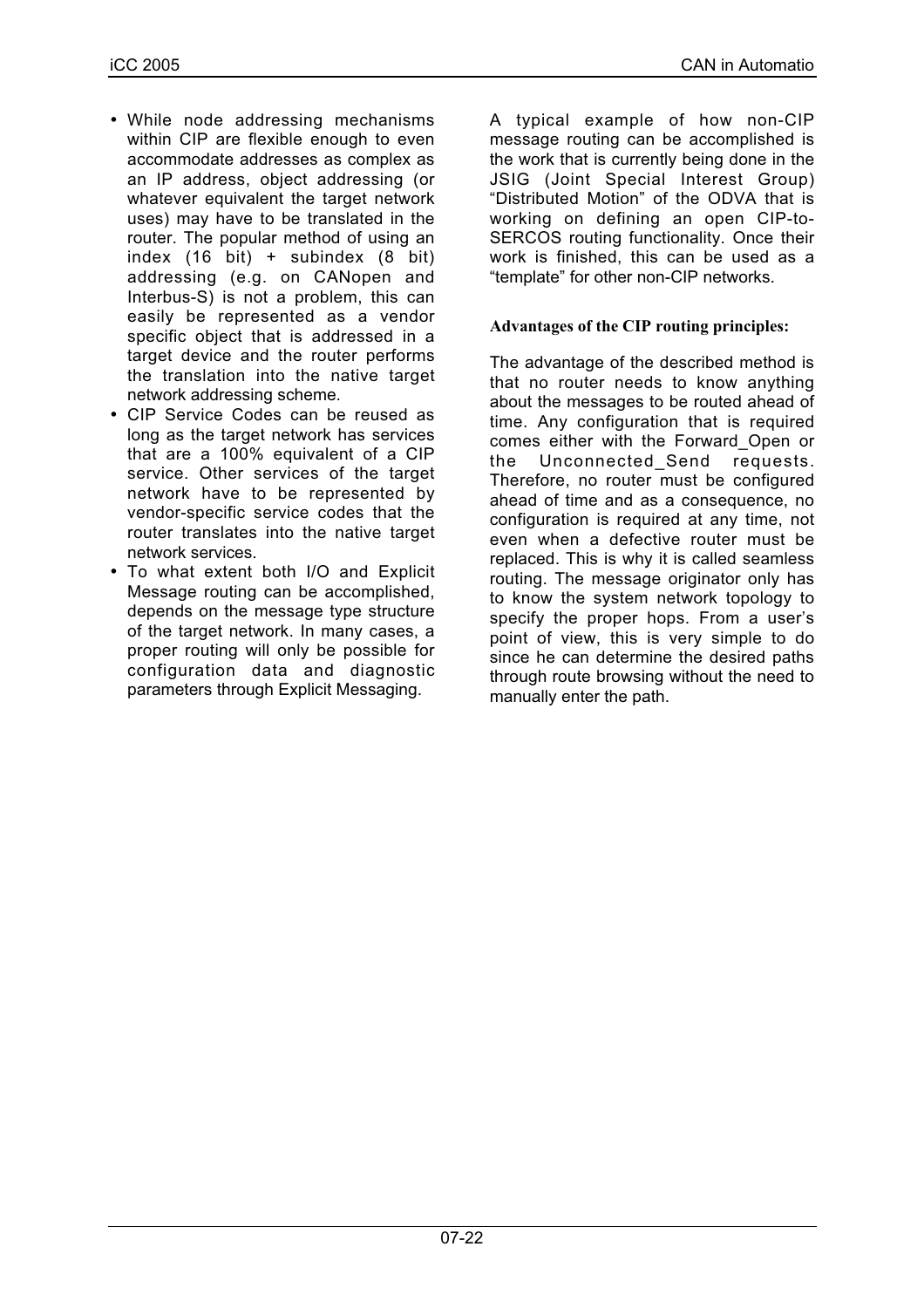- While node addressing mechanisms within CIP are flexible enough to even accommodate addresses as complex as an IP address, object addressing (or whatever equivalent the target network uses) may have to be translated in the router. The popular method of using an index (16 bit) + subindex (8 bit) addressing (e.g. on CANopen and Interbus-S) is not a problem, this can easily be represented as a vendor specific object that is addressed in a target device and the router performs the translation into the native target network addressing scheme.
- CIP Service Codes can be reused as long as the target network has services that are a 100% equivalent of a CIP service. Other services of the target network have to be represented by vendor-specific service codes that the router translates into the native target network services.
- To what extent both I/O and Explicit Message routing can be accomplished, depends on the message type structure of the target network. In many cases, a proper routing will only be possible for configuration data and diagnostic parameters through Explicit Messaging.

A typical example of how non-CIP message routing can be accomplished is the work that is currently being done in the JSIG (Joint Special Interest Group) "Distributed Motion" of the ODVA that is working on defining an open CIP-to-SERCOS routing functionality. Once their work is finished, this can be used as a "template" for other non-CIP networks.

**Advantages of the CIP routing principles:**

The advantage of the described method is that no router needs to know anything about the messages to be routed ahead of time. Any configuration that is required comes either with the Forward_Open or the Unconnected_Send requests. Therefore, no router must be configured ahead of time and as a consequence, no configuration is required at any time, not even when a defective router must be replaced. This is why it is called seamless routing. The message originator only has to know the system network topology to specify the proper hops. From a user's point of view, this is very simple to do since he can determine the desired paths through route browsing without the need to manually enter the path.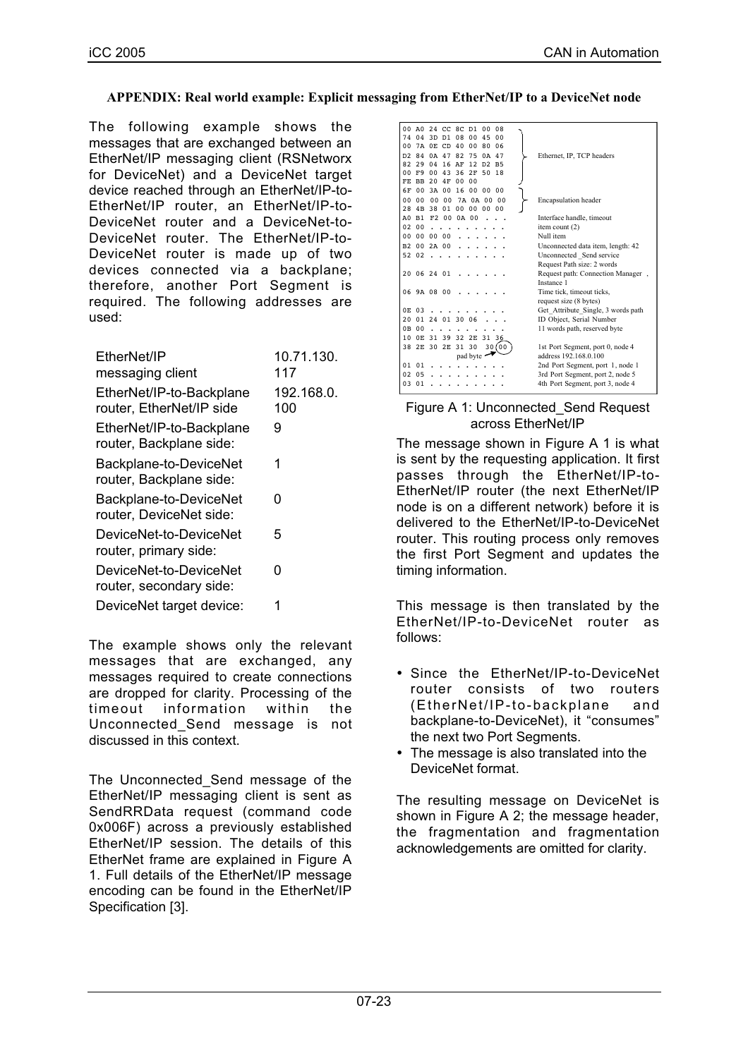**APPENDIX: Real world example: Explicit messaging from EtherNet/IP to a DeviceNet node**

The following example shows the messages that are exchanged between an EtherNet/IP messaging client (RSNetworx for DeviceNet) and a DeviceNet target device reached through an EtherNet/IP-to-EtherNet/IP router, an EtherNet/IP-to-DeviceNet router and a DeviceNet-to-DeviceNet router. The EtherNet/IP-to-DeviceNet router is made up of two devices connected via a backplane; therefore, another Port Segment is required. The following addresses are used:

| | |
|---|---|
| EtherNet/IP messaging client | 10.71.130.117 |
| EtherNet/IP-to-Backplane router, EtherNet/IP side | 192.168.0.100 |
| EtherNet/IP-to-Backplane router, Backplane side: | 9 |
| Backplane-to-DeviceNet router, Backplane side: | 1 |
| Backplane-to-DeviceNet router, DeviceNet side: | 0 |
| DeviceNet-to-DeviceNet router, primary side: | 5 |
| DeviceNet-to-DeviceNet router, secondary side: | 0 |
| DeviceNet target device: | 1 |

The example shows only the relevant messages that are exchanged, any messages required to create connections are dropped for clarity. Processing of the timeout information within the Unconnected_Send message is not discussed in this context.

The Unconnected_Send message of the EtherNet/IP messaging client is sent as SendRRData request (command code 0x006F) across a previously established EtherNet/IP session. The details of this EtherNet frame are explained in Figure A 1. Full details of the EtherNet/IP message encoding can be found in the EtherNet/IP Specification [3].

```
00 A0 24 CC 8C D1 00 08
74 04 3D D1 08 00 45 00
00 7A 0E CD 40 00 80 06
D2 84 0A 47 82 75 0A 47        Ethernet, IP, TCP headers
82 29 04 16 AF 12 D2 B5
00 F9 00 43 36 2F 50 18
FE BB 20 4F 00 00
6F 00 3A 00 16 00 00 00
00 00 00 00 7A 0A 00 00        Encapsulation header
28 4B 38 01 00 00 00 00
A0 B1 F2 00 0A 00 . . .        Interface handle, timeout
02 00 . . . . . . . . .        item count (2)
00 00 00 00 . . . . . .        Null item
B2 00 2A 00 . . . . . .        Unconnected data item, length: 42
52 02 . . . . . . . . .        Unconnected _Send service
                               Request Path size: 2 words
20 06 24 01 . . . . . .        Request path: Connection Manager ,
                               Instance 1
06 9A 08 00 . . . . . .        Time tick, timeout ticks,
                               request size (8 bytes)
0E 03 . . . . . . . . .        Get_Attribute_Single, 3 words path
20 01 24 01 30 06 . . .        ID Object, Serial Number
0B 00 . . . . . . . . .        11 words path, reserved byte
10 0E 31 39 32 2E 31 36
38 2E 30 2E 31 30 30 (00)      1st Port Segment, port 0, node 4
            pad byte           address 192.168.0.100
01 01 . . . . . . . . .        2nd Port Segment, port 1, node 1
02 05 . . . . . . . . .        3rd Port Segment, port 2, node 5
03 01 . . . . . . . . .        4th Port Segment, port 3, node 4
```

Figure A 1: Unconnected_Send Request across EtherNet/IP

The message shown in Figure A 1 is what is sent by the requesting application. It first passes through the EtherNet/IP-to-EtherNet/IP router (the next EtherNet/IP node is on a different network) before it is delivered to the EtherNet/IP-to-DeviceNet router. This routing process only removes the first Port Segment and updates the timing information.

This message is then translated by the EtherNet/IP-to-DeviceNet router as follows:

- Since the EtherNet/IP-to-DeviceNet router consists of two routers (EtherNet/IP-to-backplane and backplane-to-DeviceNet), it "consumes" the next two Port Segments.
- The message is also translated into the DeviceNet format.

The resulting message on DeviceNet is shown in Figure A 2; the message header, the fragmentation and fragmentation acknowledgements are omitted for clarity.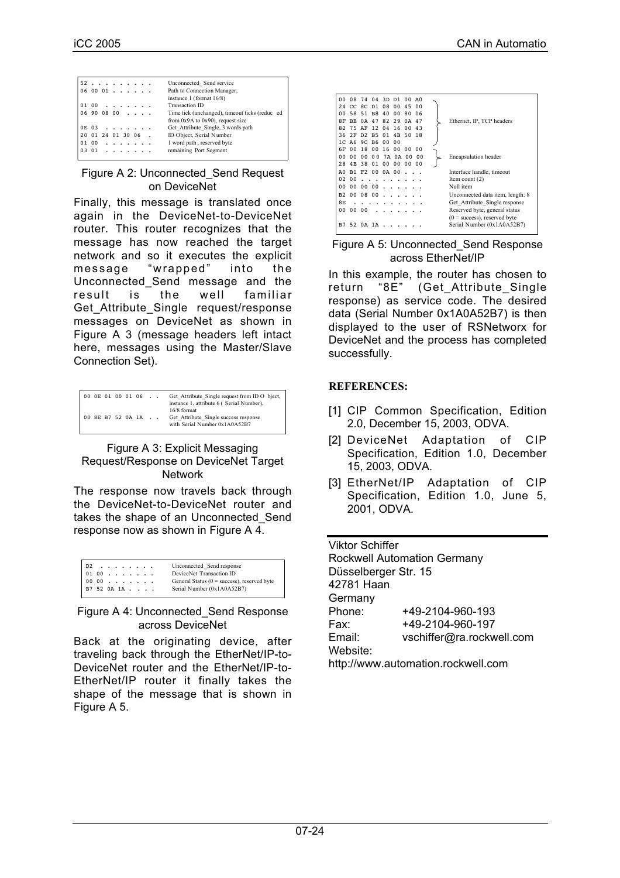| | |
|---|---|
| 52 . . . . . . . . . | Unconnected_Send service |
| 06 00 01 . . . . . . | Path to Connection Manager, instance 1 (format 16/8) |
| 01 00 . . . . . . . | Transaction ID |
| 06 90 08 00 . . . . | Time tick (unchanged), timeout ticks (reduced from 0x9A to 0x90), request size |
| 0E 03 . . . . . . . | Get_Attribute_Single, 3 words path |
| 20 01 24 01 30 06 . | ID Object, Serial Number |
| 01 00 . . . . . . . | 1 word path, reserved byte |
| 03 01 . . . . . . . | remaining Port Segment |

Figure A 2: Unconnected_Send Request on DeviceNet

Finally, this message is translated once again in the DeviceNet-to-DeviceNet router. This router recognizes that the message has now reached the target network and so it executes the explicit message "wrapped" into the Unconnected_Send message and the result is the well familiar Get_Attribute_Single request/response messages on DeviceNet as shown in Figure A 3 (message headers left intact here, messages using the Master/Slave Connection Set).

| | |
|---|---|
| 00 0E 01 00 01 06 . . | Get_Attribute_Single request from ID Object, instance 1, attribute 6 (Serial Number), 16/8 format |
| 00 8E B7 52 0A 1A . . | Get_Attribute_Single success response with Serial Number 0x1A0A52B7 |

Figure A 3: Explicit Messaging Request/Response on DeviceNet Target Network

The response now travels back through the DeviceNet-to-DeviceNet router and takes the shape of an Unconnected_Send response now as shown in Figure A 4.

| | |
|---|---|
| D2 . . . . . . . . | Unconnected_Send response |
| 01 00 . . . . . . . | DeviceNet Transaction ID |
| 00 00 . . . . . . . | General Status (0 = success), reserved byte |
| B7 52 0A 1A . . . . | Serial Number (0x1A0A52B7) |

Figure A 4: Unconnected_Send Response across DeviceNet

Back at the originating device, after traveling back through the EtherNet/IP-to-DeviceNet router and the EtherNet/IP-to-EtherNet/IP router it finally takes the shape of the message that is shown in Figure A 5.

| | |
|---|---|
| 00 08 74 04 3D D1 00 A0<br>24 CC 8C D1 08 00 45 00<br>00 58 51 B8 40 00 80 06<br>8F BB 0A 47 82 29 0A 47<br>82 75 AF 12 04 16 00 43<br>36 2F D2 B5 01 4B 50 18<br>1C A6 9C B6 00 00 | Ethernet, IP, TCP headers |
| 6F 00 18 00 16 00 00 00<br>00 00 00 00 7A 0A 00 00<br>28 4B 38 01 00 00 00 00 | Encapsulation header |
| A0 B1 F2 00 0A 00 . . . | Interface handle, timeout |
| 02 00 . . . . . . . . . | Item count (2) |
| 00 00 00 00 . . . . . . | Null item |
| B2 00 08 00 . . . . . . | Unconnected data item, length: 8 |
| 8E . . . . . . . . . . | Get_Attribute_Single response |
| 00 00 00 . . . . . . . | Reserved byte, general status (0 = success), reserved byte |
| B7 52 0A 1A . . . . . . | Serial Number (0x1A0A52B7) |

Figure A 5: Unconnected_Send Response across EtherNet/IP

In this example, the router has chosen to return "8E" (Get_Attribute_Single response) as service code. The desired data (Serial Number 0x1A0A52B7) is then displayed to the user of RSNetworx for DeviceNet and the process has completed successfully.

## REFERENCES:

[1] CIP Common Specification, Edition 2.0, December 15, 2003, ODVA.

[2] DeviceNet Adaptation of CIP Specification, Edition 1.0, December 15, 2003, ODVA.

[3] EtherNet/IP Adaptation of CIP Specification, Edition 1.0, June 5, 2001, ODVA.

Viktor Schiffer
Rockwell Automation Germany
Düsselberger Str. 15
42781 Haan
Germany
Phone: +49-2104-960-193
Fax: +49-2104-960-197
Email: vschiffer@ra.rockwell.com
Website:
http://www.automation.rockwell.com